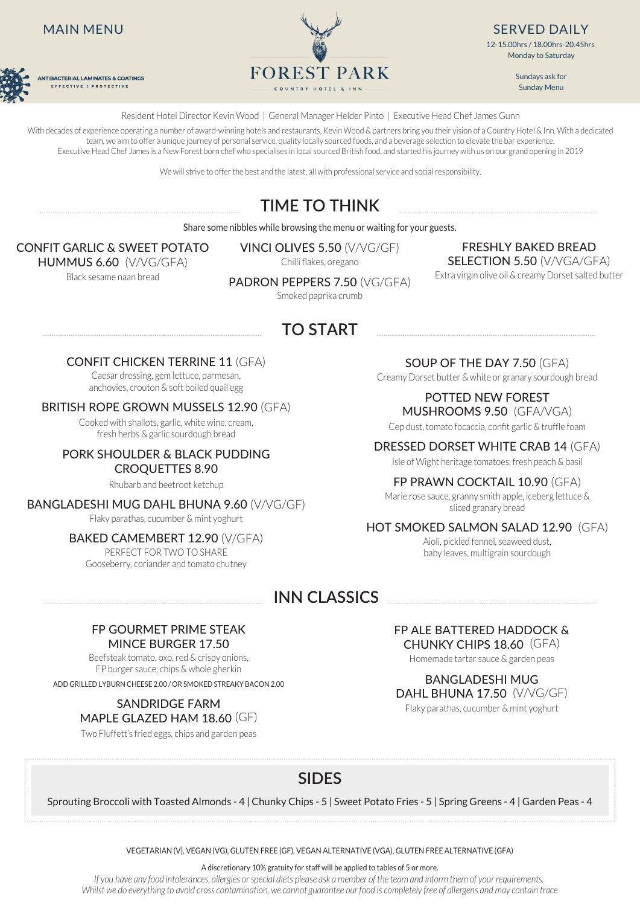# MAIN MENU

ANTIBACTERIAL LAMINATES & COATINGS
EFFECTIVE | PROTECTIVE

FOREST PARK
COUNTRY HOTEL & INN

## SERVED DAILY

12-15.00hrs / 18.00hrs-20.45hrs
Monday to Saturday

Sundays ask for
Sunday Menu

Resident Hotel Director Kevin Wood | General Manager Helder Pinto | Executive Head Chef James Gunn

With decades of experience operating a number of award-winning hotels and restaurants, Kevin Wood & partners bring you their vision of a Country Hotel & Inn. With a dedicated team, we aim to offer a unique journey of personal service, quality locally sourced foods, and a beverage selection to elevate the bar experience.
Executive Head Chef James is a New Forest born chef who specialises in local sourced British food, and started his journey with us on our grand opening in 2019

We will strive to offer the best and the latest, all with professional service and social responsibility.

## TIME TO THINK

Share some nibbles while browsing the menu or waiting for your guests.

**CONFIT GARLIC & SWEET POTATO HUMMUS 6.60** (V/VG/GFA)
Black sesame naan bread

**VINCI OLIVES 5.50** (V/VG/GF)
Chilli flakes, oregano

**PADRON PEPPERS 7.50** (VG/GFA)
Smoked paprika crumb

**FRESHLY BAKED BREAD SELECTION 5.50** (V/VGA/GFA)
Extra virgin olive oil & creamy Dorset salted butter

## TO START

**CONFIT CHICKEN TERRINE 11** (GFA)
Caesar dressing, gem lettuce, parmesan, anchovies, crouton & soft boiled quail egg

**BRITISH ROPE GROWN MUSSELS 12.90** (GFA)
Cooked with shallots, garlic, white wine, cream, fresh herbs & garlic sourdough bread

**PORK SHOULDER & BLACK PUDDING CROQUETTES 8.90**
Rhubarb and beetroot ketchup

**BANGLADESHI MUG DAHL BHUNA 9.60** (V/VG/GF)
Flaky parathas, cucumber & mint yoghurt

**BAKED CAMEMBERT 12.90** (V/GFA)
PERFECT FOR TWO TO SHARE
Gooseberry, coriander and tomato chutney

**SOUP OF THE DAY 7.50** (GFA)
Creamy Dorset butter & white or granary sourdough bread

**POTTED NEW FOREST MUSHROOMS 9.50** (GFA/VGA)
Cep dust, tomato focaccia, confit garlic & truffle foam

**DRESSED DORSET WHITE CRAB 14** (GFA)
Isle of Wight heritage tomatoes, fresh peach & basil

**FP PRAWN COCKTAIL 10.90** (GFA)
Marie rose sauce, granny smith apple, iceberg lettuce & sliced granary bread

**HOT SMOKED SALMON SALAD 12.90** (GFA)
Aioli, pickled fennel, seaweed dust, baby leaves, multigrain sourdough

## INN CLASSICS

**FP GOURMET PRIME STEAK MINCE BURGER 17.50**
Beefsteak tomato, oxo, red & crispy onions, FP burger sauce, chips & whole gherkin
ADD GRILLED LYBURN CHEESE 2.00 / OR SMOKED STREAKY BACON 2.00

**SANDRIDGE FARM MAPLE GLAZED HAM 18.60** (GF)
Two Fluffett's fried eggs, chips and garden peas

**FP ALE BATTERED HADDOCK & CHUNKY CHIPS 18.60** (GFA)
Homemade tartar sauce & garden peas

**BANGLADESHI MUG DAHL BHUNA 17.50** (V/VG/GF)
Flaky parathas, cucumber & mint yoghurt

## SIDES

Sprouting Broccoli with Toasted Almonds - 4 | Chunky Chips - 5 | Sweet Potato Fries - 5 | Spring Greens - 4 | Garden Peas - 4

VEGETARIAN (V), VEGAN (VG), GLUTEN FREE (GF), VEGAN ALTERNATIVE (VGA), GLUTEN FREE ALTERNATIVE (GFA)

A discretionary 10% gratuity for staff will be applied to tables of 5 or more.

*If you have any food intolerances, allergies or special diets please ask a member of the team and inform them of your requirements.*
*Whilst we do everything to avoid cross contamination, we cannot guarantee our food is completely free of allergens and may contain trace*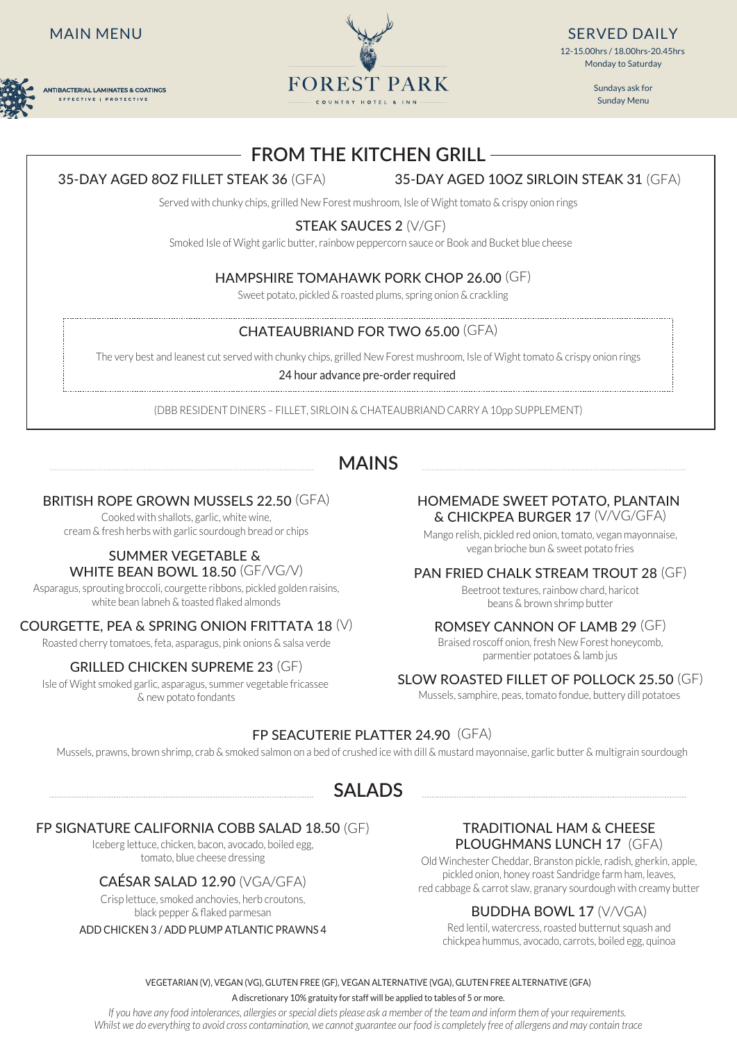MAIN MENU

ANTIBACTERIAL LAMINATES & COATINGS
EFFECTIVE | PROTECTIVE

FOREST PARK
COUNTRY HOTEL & INN

SERVED DAILY
12-15.00hrs / 18.00hrs-20.45hrs
Monday to Saturday

Sundays ask for
Sunday Menu

## FROM THE KITCHEN GRILL

**35-DAY AGED 8OZ FILLET STEAK 36** (GFA)

**35-DAY AGED 10OZ SIRLOIN STEAK 31** (GFA)

Served with chunky chips, grilled New Forest mushroom, Isle of Wight tomato & crispy onion rings

**STEAK SAUCES 2** (V/GF)

Smoked Isle of Wight garlic butter, rainbow peppercorn sauce or Book and Bucket blue cheese

**HAMPSHIRE TOMAHAWK PORK CHOP 26.00** (GF)

Sweet potato, pickled & roasted plums, spring onion & crackling

**CHATEAUBRIAND FOR TWO 65.00** (GFA)

The very best and leanest cut served with chunky chips, grilled New Forest mushroom, Isle of Wight tomato & crispy onion rings

24 hour advance pre-order required

(DBB RESIDENT DINERS – FILLET, SIRLOIN & CHATEAUBRIAND CARRY A 10pp SUPPLEMENT)

## MAINS

**BRITISH ROPE GROWN MUSSELS 22.50** (GFA)

Cooked with shallots, garlic, white wine,
cream & fresh herbs with garlic sourdough bread or chips

**SUMMER VEGETABLE & WHITE BEAN BOWL 18.50** (GF/VG/V)

Asparagus, sprouting broccoli, courgette ribbons, pickled golden raisins,
white bean labneh & toasted flaked almonds

**COURGETTE, PEA & SPRING ONION FRITTATA 18** (V)

Roasted cherry tomatoes, feta, asparagus, pink onions & salsa verde

**GRILLED CHICKEN SUPREME 23** (GF)

Isle of Wight smoked garlic, asparagus, summer vegetable fricassee
& new potato fondants

**HOMEMADE SWEET POTATO, PLANTAIN & CHICKPEA BURGER 17** (V/VG/GFA)

Mango relish, pickled red onion, tomato, vegan mayonnaise,
vegan brioche bun & sweet potato fries

**PAN FRIED CHALK STREAM TROUT 28** (GF)

Beetroot textures, rainbow chard, haricot
beans & brown shrimp butter

**ROMSEY CANNON OF LAMB 29** (GF)

Braised roscoff onion, fresh New Forest honeycomb,
parmentier potatoes & lamb jus

**SLOW ROASTED FILLET OF POLLOCK 25.50** (GF)

Mussels, samphire, peas, tomato fondue, buttery dill potatoes

**FP SEACUTERIE PLATTER 24.90** (GFA)

Mussels, prawns, brown shrimp, crab & smoked salmon on a bed of crushed ice with dill & mustard mayonnaise, garlic butter & multigrain sourdough

## SALADS

**FP SIGNATURE CALIFORNIA COBB SALAD 18.50** (GF)

Iceberg lettuce, chicken, bacon, avocado, boiled egg,
tomato, blue cheese dressing

**CAÉSAR SALAD 12.90** (VGA/GFA)

Crisp lettuce, smoked anchovies, herb croutons,
black pepper & flaked parmesan

ADD CHICKEN 3 / ADD PLUMP ATLANTIC PRAWNS 4

**TRADITIONAL HAM & CHEESE PLOUGHMANS LUNCH 17** (GFA)

Old Winchester Cheddar, Branston pickle, radish, gherkin, apple,
pickled onion, honey roast Sandridge farm ham, leaves,
red cabbage & carrot slaw, granary sourdough with creamy butter

**BUDDHA BOWL 17** (V/VGA)

Red lentil, watercress, roasted butternut squash and
chickpea hummus, avocado, carrots, boiled egg, quinoa

VEGETARIAN (V), VEGAN (VG), GLUTEN FREE (GF), VEGAN ALTERNATIVE (VGA), GLUTEN FREE ALTERNATIVE (GFA)

A discretionary 10% gratuity for staff will be applied to tables of 5 or more.

*If you have any food intolerances, allergies or special diets please ask a member of the team and inform them of your requirements.*
*Whilst we do everything to avoid cross contamination, we cannot guarantee our food is completely free of allergens and may contain trace*